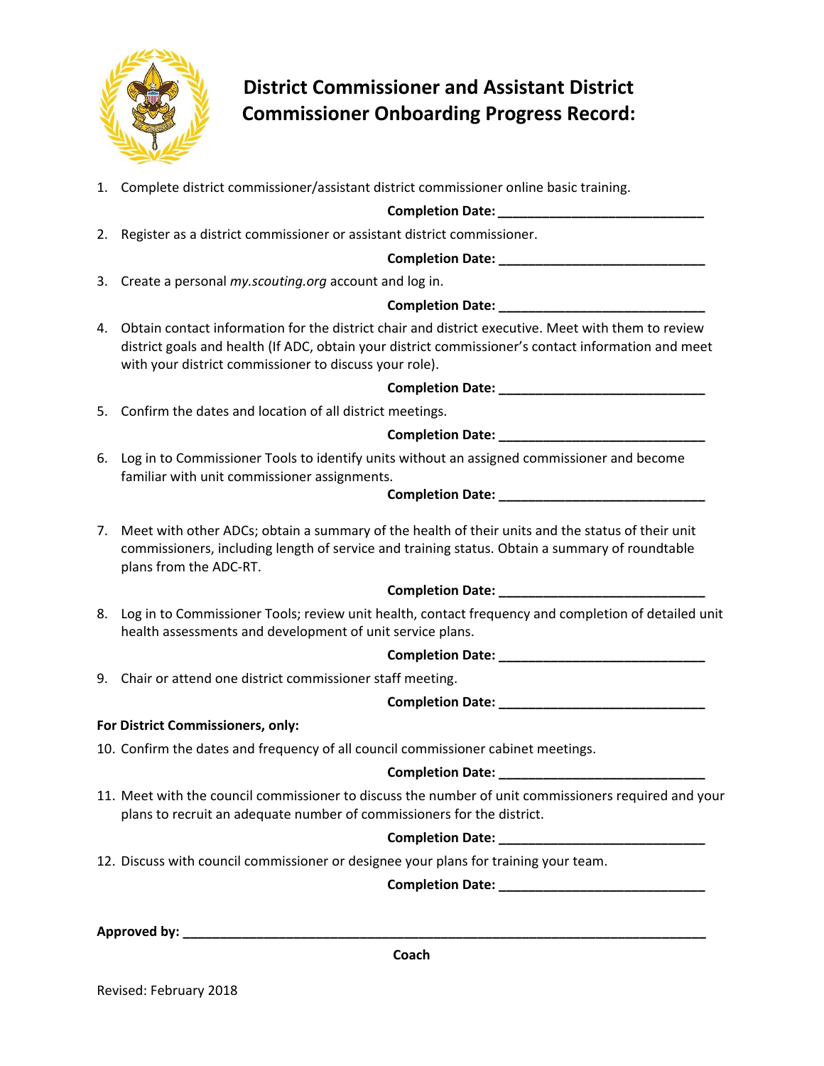# District Commissioner and Assistant District Commissioner Onboarding Progress Record:

1. Complete district commissioner/assistant district commissioner online basic training.

   **Completion Date: ____________________________**

2. Register as a district commissioner or assistant district commissioner.

   **Completion Date: ____________________________**

3. Create a personal *my.scouting.org* account and log in.

   **Completion Date: ____________________________**

4. Obtain contact information for the district chair and district executive. Meet with them to review district goals and health (If ADC, obtain your district commissioner's contact information and meet with your district commissioner to discuss your role).

   **Completion Date: ____________________________**

5. Confirm the dates and location of all district meetings.

   **Completion Date: ____________________________**

6. Log in to Commissioner Tools to identify units without an assigned commissioner and become familiar with unit commissioner assignments.

   **Completion Date: ____________________________**

7. Meet with other ADCs; obtain a summary of the health of their units and the status of their unit commissioners, including length of service and training status. Obtain a summary of roundtable plans from the ADC-RT.

   **Completion Date: ____________________________**

8. Log in to Commissioner Tools; review unit health, contact frequency and completion of detailed unit health assessments and development of unit service plans.

   **Completion Date: ____________________________**

9. Chair or attend one district commissioner staff meeting.

   **Completion Date: ____________________________**

**For District Commissioners, only:**

10. Confirm the dates and frequency of all council commissioner cabinet meetings.

    **Completion Date: ____________________________**

11. Meet with the council commissioner to discuss the number of unit commissioners required and your plans to recruit an adequate number of commissioners for the district.

    **Completion Date: ____________________________**

12. Discuss with council commissioner or designee your plans for training your team.

    **Completion Date: ____________________________**

**Approved by: ________________________________________________________________________**

**Coach**

Revised: February 2018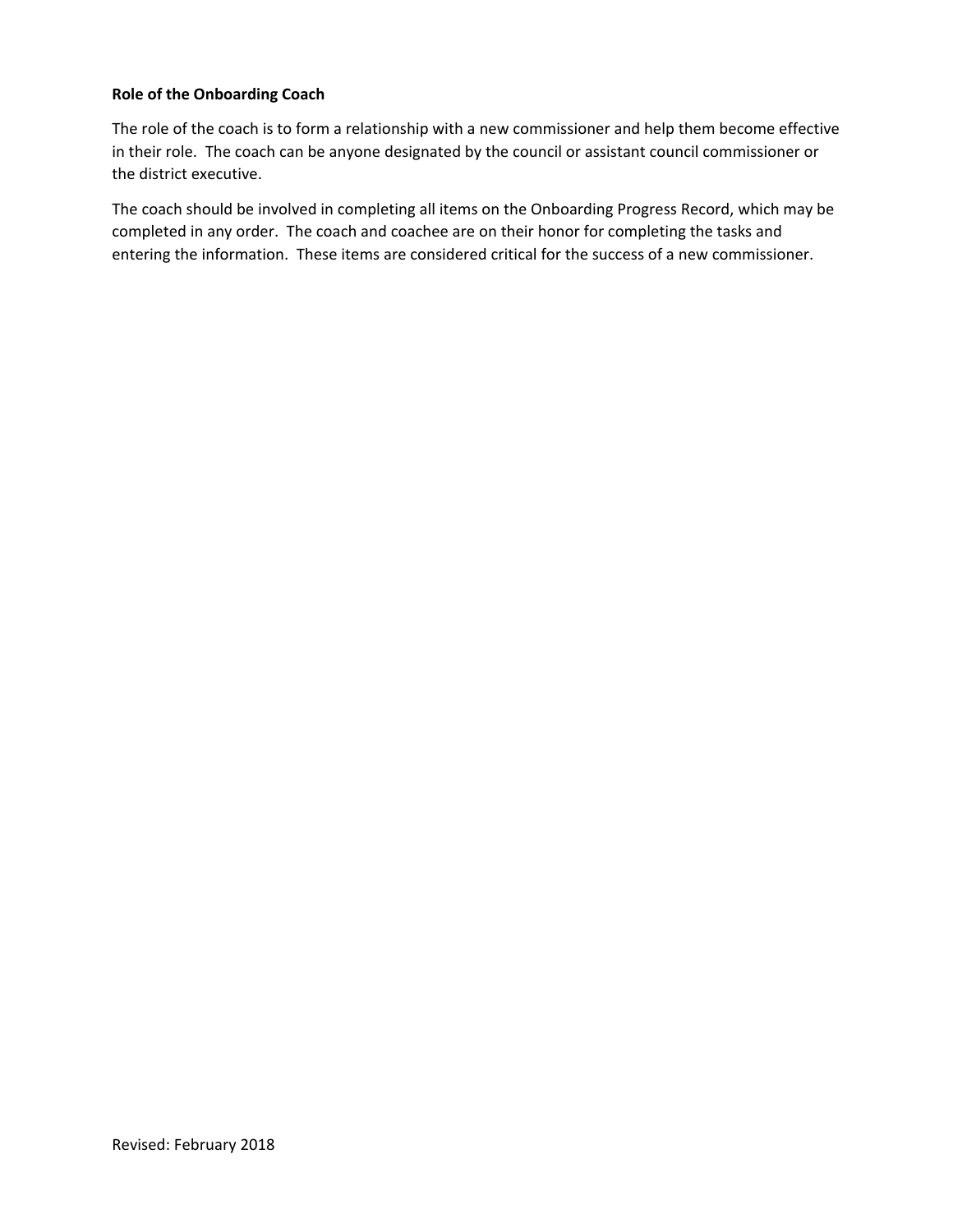**Role of the Onboarding Coach**

The role of the coach is to form a relationship with a new commissioner and help them become effective in their role. The coach can be anyone designated by the council or assistant council commissioner or the district executive.

The coach should be involved in completing all items on the Onboarding Progress Record, which may be completed in any order. The coach and coachee are on their honor for completing the tasks and entering the information. These items are considered critical for the success of a new commissioner.

Revised: February 2018